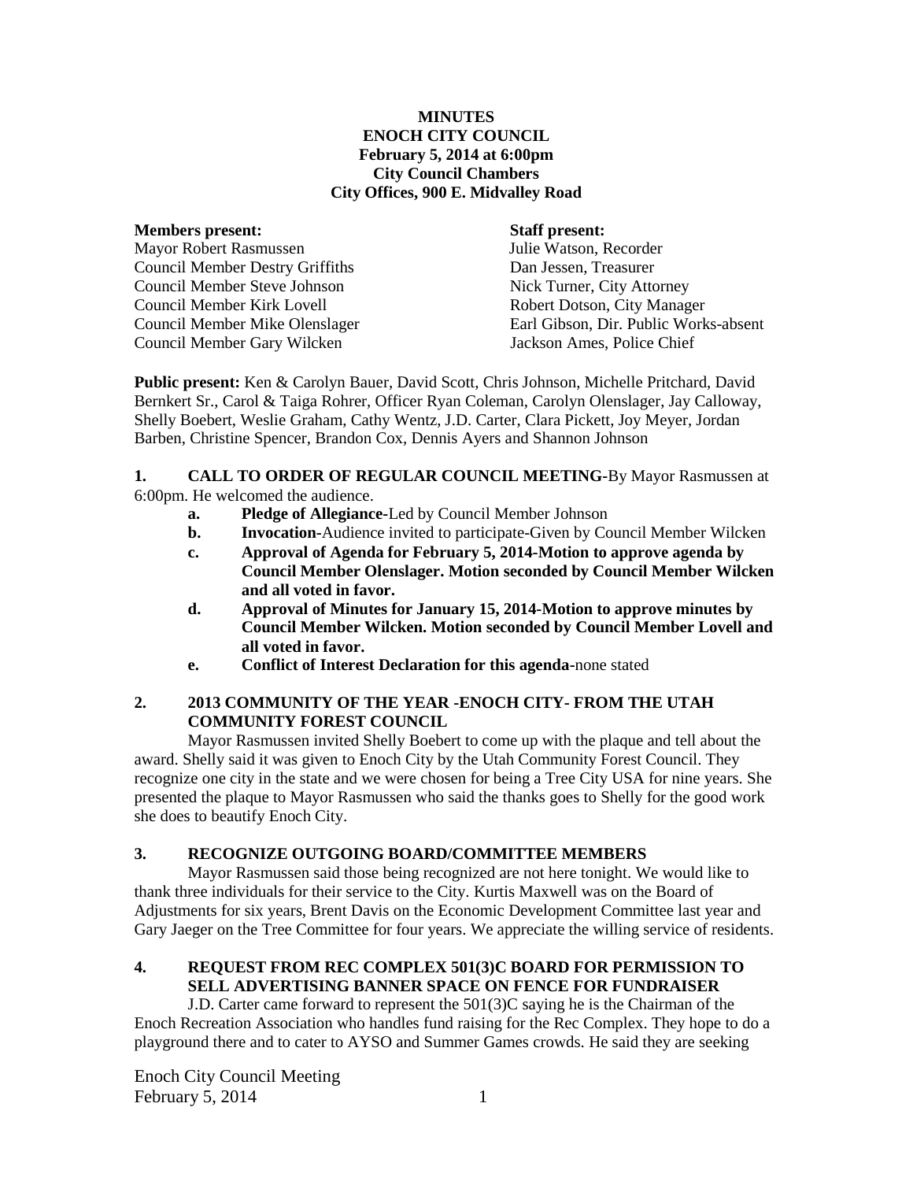**MINUTES**
**ENOCH CITY COUNCIL**
**February 5, 2014 at 6:00pm**
**City Council Chambers**
**City Offices, 900 E. Midvalley Road**

| **Members present:** | **Staff present:** |
|---|---|
| Mayor Robert Rasmussen | Julie Watson, Recorder |
| Council Member Destry Griffiths | Dan Jessen, Treasurer |
| Council Member Steve Johnson | Nick Turner, City Attorney |
| Council Member Kirk Lovell | Robert Dotson, City Manager |
| Council Member Mike Olenslager | Earl Gibson, Dir. Public Works-absent |
| Council Member Gary Wilcken | Jackson Ames, Police Chief |

**Public present:** Ken & Carolyn Bauer, David Scott, Chris Johnson, Michelle Pritchard, David Bernkert Sr., Carol & Taiga Rohrer, Officer Ryan Coleman, Carolyn Olenslager, Jay Calloway, Shelly Boebert, Weslie Graham, Cathy Wentz, J.D. Carter, Clara Pickett, Joy Meyer, Jordan Barben, Christine Spencer, Brandon Cox, Dennis Ayers and Shannon Johnson

**1. CALL TO ORDER OF REGULAR COUNCIL MEETING-**By Mayor Rasmussen at 6:00pm. He welcomed the audience.

- **a. Pledge of Allegiance-**Led by Council Member Johnson
- **b. Invocation-**Audience invited to participate-Given by Council Member Wilcken
- **c. Approval of Agenda for February 5, 2014-Motion to approve agenda by Council Member Olenslager. Motion seconded by Council Member Wilcken and all voted in favor.**
- **d. Approval of Minutes for January 15, 2014-Motion to approve minutes by Council Member Wilcken. Motion seconded by Council Member Lovell and all voted in favor.**
- **e. Conflict of Interest Declaration for this agenda-**none stated

**2. 2013 COMMUNITY OF THE YEAR -ENOCH CITY- FROM THE UTAH COMMUNITY FOREST COUNCIL**

Mayor Rasmussen invited Shelly Boebert to come up with the plaque and tell about the award. Shelly said it was given to Enoch City by the Utah Community Forest Council. They recognize one city in the state and we were chosen for being a Tree City USA for nine years. She presented the plaque to Mayor Rasmussen who said the thanks goes to Shelly for the good work she does to beautify Enoch City.

**3. RECOGNIZE OUTGOING BOARD/COMMITTEE MEMBERS**

Mayor Rasmussen said those being recognized are not here tonight. We would like to thank three individuals for their service to the City. Kurtis Maxwell was on the Board of Adjustments for six years, Brent Davis on the Economic Development Committee last year and Gary Jaeger on the Tree Committee for four years. We appreciate the willing service of residents.

**4. REQUEST FROM REC COMPLEX 501(3)C BOARD FOR PERMISSION TO SELL ADVERTISING BANNER SPACE ON FENCE FOR FUNDRAISER**

J.D. Carter came forward to represent the 501(3)C saying he is the Chairman of the Enoch Recreation Association who handles fund raising for the Rec Complex. They hope to do a playground there and to cater to AYSO and Summer Games crowds. He said they are seeking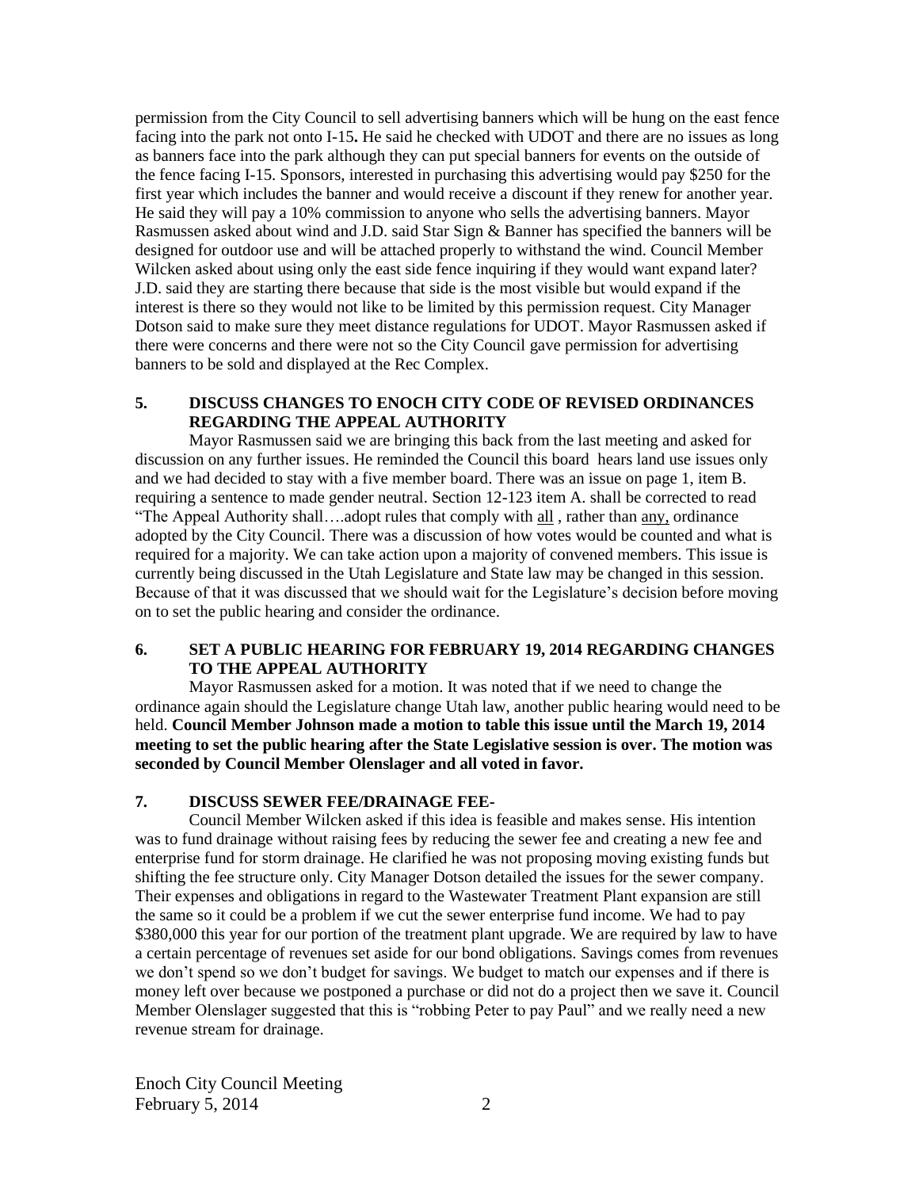permission from the City Council to sell advertising banners which will be hung on the east fence facing into the park not onto I-15**.** He said he checked with UDOT and there are no issues as long as banners face into the park although they can put special banners for events on the outside of the fence facing I-15. Sponsors, interested in purchasing this advertising would pay $250 for the first year which includes the banner and would receive a discount if they renew for another year. He said they will pay a 10% commission to anyone who sells the advertising banners. Mayor Rasmussen asked about wind and J.D. said Star Sign & Banner has specified the banners will be designed for outdoor use and will be attached properly to withstand the wind. Council Member Wilcken asked about using only the east side fence inquiring if they would want expand later? J.D. said they are starting there because that side is the most visible but would expand if the interest is there so they would not like to be limited by this permission request. City Manager Dotson said to make sure they meet distance regulations for UDOT. Mayor Rasmussen asked if there were concerns and there were not so the City Council gave permission for advertising banners to be sold and displayed at the Rec Complex.

## 5. DISCUSS CHANGES TO ENOCH CITY CODE OF REVISED ORDINANCES REGARDING THE APPEAL AUTHORITY

Mayor Rasmussen said we are bringing this back from the last meeting and asked for discussion on any further issues. He reminded the Council this board hears land use issues only and we had decided to stay with a five member board. There was an issue on page 1, item B. requiring a sentence to made gender neutral. Section 12-123 item A. shall be corrected to read "The Appeal Authority shall….adopt rules that comply with <u>all</u> , rather than <u>any,</u> ordinance adopted by the City Council. There was a discussion of how votes would be counted and what is required for a majority. We can take action upon a majority of convened members. This issue is currently being discussed in the Utah Legislature and State law may be changed in this session. Because of that it was discussed that we should wait for the Legislature's decision before moving on to set the public hearing and consider the ordinance.

## 6. SET A PUBLIC HEARING FOR FEBRUARY 19, 2014 REGARDING CHANGES TO THE APPEAL AUTHORITY

Mayor Rasmussen asked for a motion. It was noted that if we need to change the ordinance again should the Legislature change Utah law, another public hearing would need to be held. **Council Member Johnson made a motion to table this issue until the March 19, 2014 meeting to set the public hearing after the State Legislative session is over. The motion was seconded by Council Member Olenslager and all voted in favor.**

## 7. DISCUSS SEWER FEE/DRAINAGE FEE-

Council Member Wilcken asked if this idea is feasible and makes sense. His intention was to fund drainage without raising fees by reducing the sewer fee and creating a new fee and enterprise fund for storm drainage. He clarified he was not proposing moving existing funds but shifting the fee structure only. City Manager Dotson detailed the issues for the sewer company. Their expenses and obligations in regard to the Wastewater Treatment Plant expansion are still the same so it could be a problem if we cut the sewer enterprise fund income. We had to pay $380,000 this year for our portion of the treatment plant upgrade. We are required by law to have a certain percentage of revenues set aside for our bond obligations. Savings comes from revenues we don't spend so we don't budget for savings. We budget to match our expenses and if there is money left over because we postponed a purchase or did not do a project then we save it. Council Member Olenslager suggested that this is "robbing Peter to pay Paul" and we really need a new revenue stream for drainage.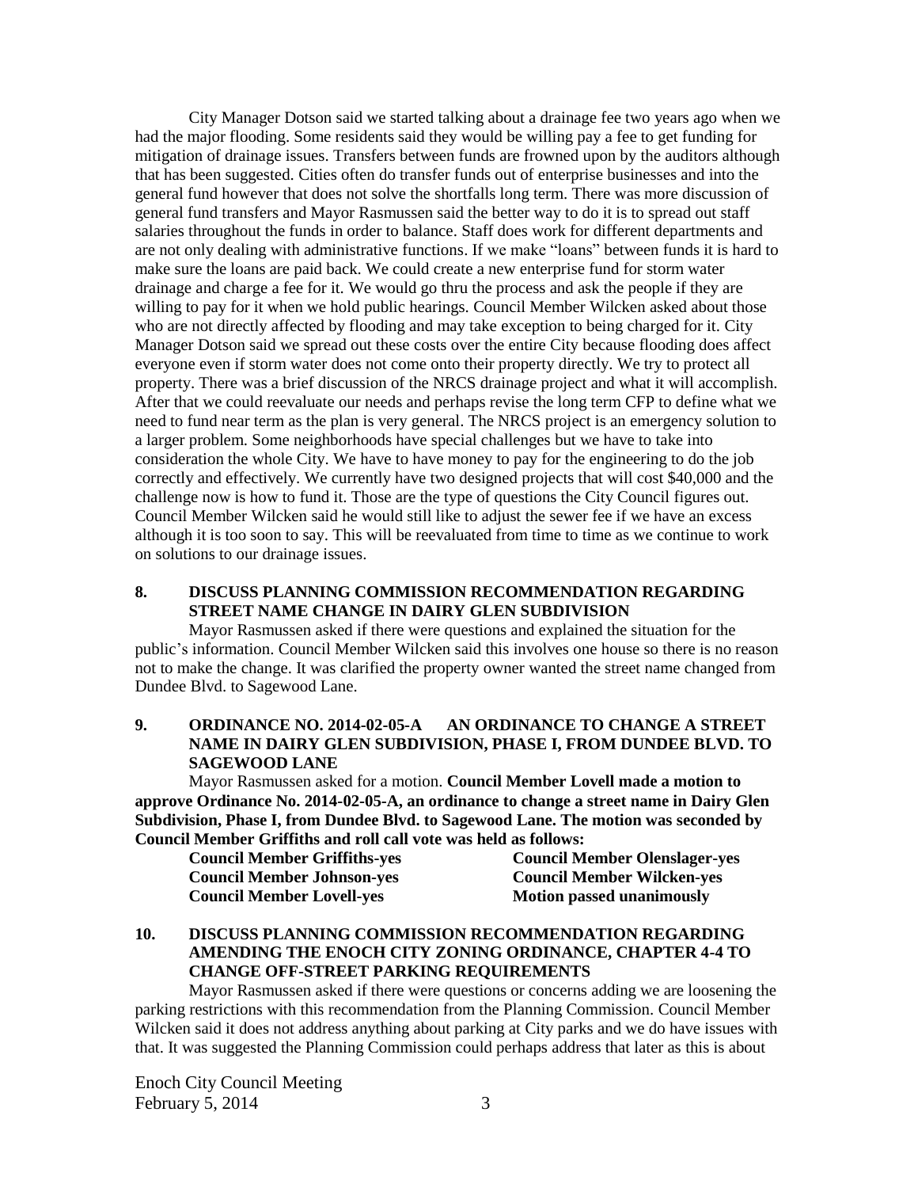City Manager Dotson said we started talking about a drainage fee two years ago when we had the major flooding. Some residents said they would be willing pay a fee to get funding for mitigation of drainage issues. Transfers between funds are frowned upon by the auditors although that has been suggested. Cities often do transfer funds out of enterprise businesses and into the general fund however that does not solve the shortfalls long term. There was more discussion of general fund transfers and Mayor Rasmussen said the better way to do it is to spread out staff salaries throughout the funds in order to balance. Staff does work for different departments and are not only dealing with administrative functions. If we make "loans" between funds it is hard to make sure the loans are paid back. We could create a new enterprise fund for storm water drainage and charge a fee for it. We would go thru the process and ask the people if they are willing to pay for it when we hold public hearings. Council Member Wilcken asked about those who are not directly affected by flooding and may take exception to being charged for it. City Manager Dotson said we spread out these costs over the entire City because flooding does affect everyone even if storm water does not come onto their property directly. We try to protect all property. There was a brief discussion of the NRCS drainage project and what it will accomplish. After that we could reevaluate our needs and perhaps revise the long term CFP to define what we need to fund near term as the plan is very general. The NRCS project is an emergency solution to a larger problem. Some neighborhoods have special challenges but we have to take into consideration the whole City. We have to have money to pay for the engineering to do the job correctly and effectively. We currently have two designed projects that will cost $40,000 and the challenge now is how to fund it. Those are the type of questions the City Council figures out. Council Member Wilcken said he would still like to adjust the sewer fee if we have an excess although it is too soon to say. This will be reevaluated from time to time as we continue to work on solutions to our drainage issues.

## 8. DISCUSS PLANNING COMMISSION RECOMMENDATION REGARDING STREET NAME CHANGE IN DAIRY GLEN SUBDIVISION

Mayor Rasmussen asked if there were questions and explained the situation for the public's information. Council Member Wilcken said this involves one house so there is no reason not to make the change. It was clarified the property owner wanted the street name changed from Dundee Blvd. to Sagewood Lane.

## 9. ORDINANCE NO. 2014-02-05-A AN ORDINANCE TO CHANGE A STREET NAME IN DAIRY GLEN SUBDIVISION, PHASE I, FROM DUNDEE BLVD. TO SAGEWOOD LANE

Mayor Rasmussen asked for a motion. **Council Member Lovell made a motion to approve Ordinance No. 2014-02-05-A, an ordinance to change a street name in Dairy Glen Subdivision, Phase I, from Dundee Blvd. to Sagewood Lane. The motion was seconded by Council Member Griffiths and roll call vote was held as follows:**

| | |
|---|---|
| **Council Member Griffiths-yes** | **Council Member Olenslager-yes** |
| **Council Member Johnson-yes** | **Council Member Wilcken-yes** |
| **Council Member Lovell-yes** | **Motion passed unanimously** |

## 10. DISCUSS PLANNING COMMISSION RECOMMENDATION REGARDING AMENDING THE ENOCH CITY ZONING ORDINANCE, CHAPTER 4-4 TO CHANGE OFF-STREET PARKING REQUIREMENTS

Mayor Rasmussen asked if there were questions or concerns adding we are loosening the parking restrictions with this recommendation from the Planning Commission. Council Member Wilcken said it does not address anything about parking at City parks and we do have issues with that. It was suggested the Planning Commission could perhaps address that later as this is about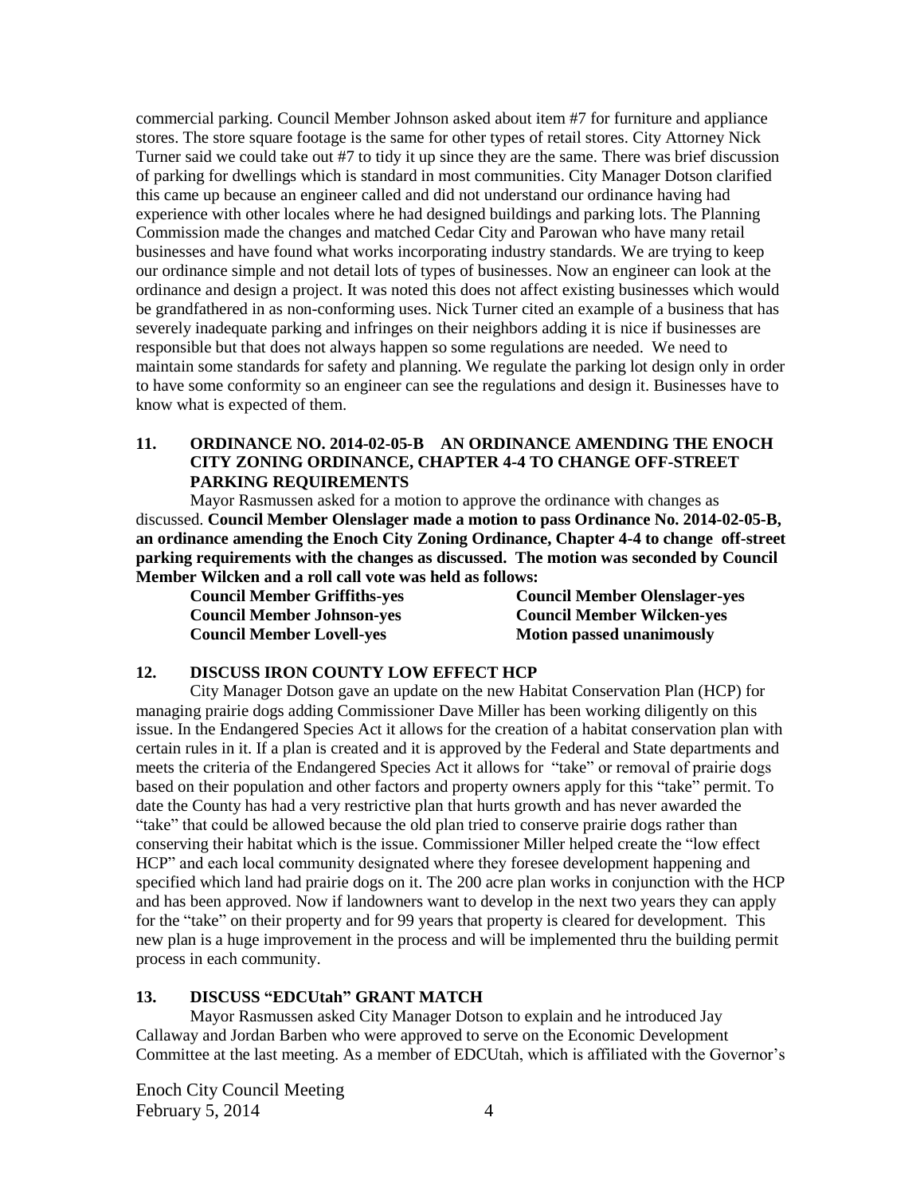commercial parking. Council Member Johnson asked about item #7 for furniture and appliance stores. The store square footage is the same for other types of retail stores. City Attorney Nick Turner said we could take out #7 to tidy it up since they are the same. There was brief discussion of parking for dwellings which is standard in most communities. City Manager Dotson clarified this came up because an engineer called and did not understand our ordinance having had experience with other locales where he had designed buildings and parking lots. The Planning Commission made the changes and matched Cedar City and Parowan who have many retail businesses and have found what works incorporating industry standards. We are trying to keep our ordinance simple and not detail lots of types of businesses. Now an engineer can look at the ordinance and design a project. It was noted this does not affect existing businesses which would be grandfathered in as non-conforming uses. Nick Turner cited an example of a business that has severely inadequate parking and infringes on their neighbors adding it is nice if businesses are responsible but that does not always happen so some regulations are needed. We need to maintain some standards for safety and planning. We regulate the parking lot design only in order to have some conformity so an engineer can see the regulations and design it. Businesses have to know what is expected of them.

### 11. ORDINANCE NO. 2014-02-05-B AN ORDINANCE AMENDING THE ENOCH CITY ZONING ORDINANCE, CHAPTER 4-4 TO CHANGE OFF-STREET PARKING REQUIREMENTS

Mayor Rasmussen asked for a motion to approve the ordinance with changes as discussed. **Council Member Olenslager made a motion to pass Ordinance No. 2014-02-05-B, an ordinance amending the Enoch City Zoning Ordinance, Chapter 4-4 to change off-street parking requirements with the changes as discussed. The motion was seconded by Council Member Wilcken and a roll call vote was held as follows:**

**Council Member Griffiths-yes**
**Council Member Johnson-yes**
**Council Member Lovell-yes**
**Council Member Olenslager-yes**
**Council Member Wilcken-yes**
**Motion passed unanimously**

### 12. DISCUSS IRON COUNTY LOW EFFECT HCP

City Manager Dotson gave an update on the new Habitat Conservation Plan (HCP) for managing prairie dogs adding Commissioner Dave Miller has been working diligently on this issue. In the Endangered Species Act it allows for the creation of a habitat conservation plan with certain rules in it. If a plan is created and it is approved by the Federal and State departments and meets the criteria of the Endangered Species Act it allows for "take" or removal of prairie dogs based on their population and other factors and property owners apply for this "take" permit. To date the County has had a very restrictive plan that hurts growth and has never awarded the "take" that could be allowed because the old plan tried to conserve prairie dogs rather than conserving their habitat which is the issue. Commissioner Miller helped create the "low effect HCP" and each local community designated where they foresee development happening and specified which land had prairie dogs on it. The 200 acre plan works in conjunction with the HCP and has been approved. Now if landowners want to develop in the next two years they can apply for the "take" on their property and for 99 years that property is cleared for development. This new plan is a huge improvement in the process and will be implemented thru the building permit process in each community.

### 13. DISCUSS "EDCUtah" GRANT MATCH

Mayor Rasmussen asked City Manager Dotson to explain and he introduced Jay Callaway and Jordan Barben who were approved to serve on the Economic Development Committee at the last meeting. As a member of EDCUtah, which is affiliated with the Governor's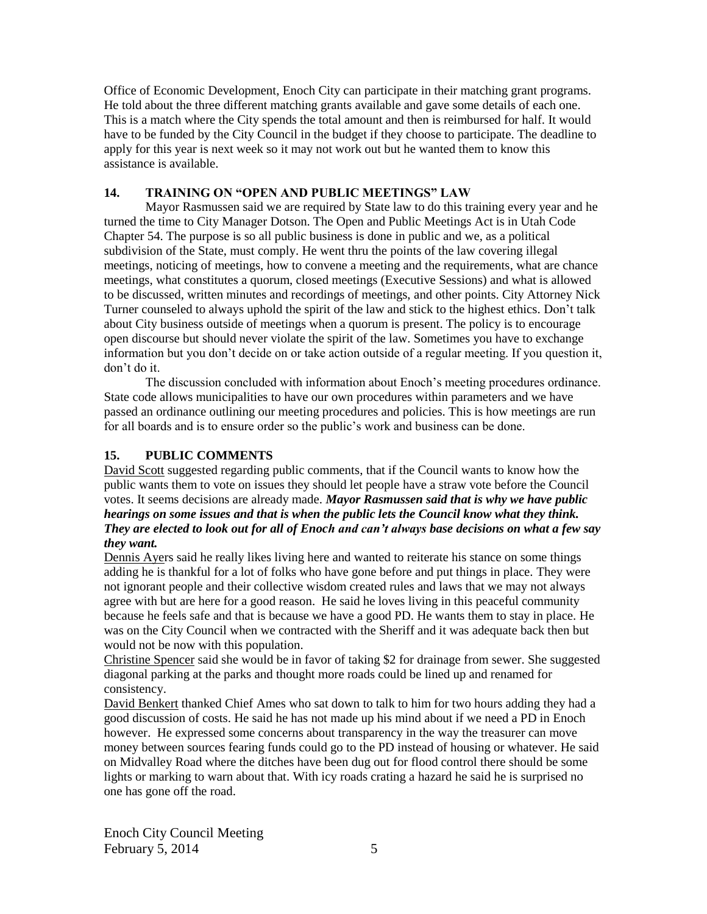Office of Economic Development, Enoch City can participate in their matching grant programs. He told about the three different matching grants available and gave some details of each one. This is a match where the City spends the total amount and then is reimbursed for half. It would have to be funded by the City Council in the budget if they choose to participate. The deadline to apply for this year is next week so it may not work out but he wanted them to know this assistance is available.

## 14. TRAINING ON "OPEN AND PUBLIC MEETINGS" LAW

Mayor Rasmussen said we are required by State law to do this training every year and he turned the time to City Manager Dotson. The Open and Public Meetings Act is in Utah Code Chapter 54. The purpose is so all public business is done in public and we, as a political subdivision of the State, must comply. He went thru the points of the law covering illegal meetings, noticing of meetings, how to convene a meeting and the requirements, what are chance meetings, what constitutes a quorum, closed meetings (Executive Sessions) and what is allowed to be discussed, written minutes and recordings of meetings, and other points. City Attorney Nick Turner counseled to always uphold the spirit of the law and stick to the highest ethics. Don't talk about City business outside of meetings when a quorum is present. The policy is to encourage open discourse but should never violate the spirit of the law. Sometimes you have to exchange information but you don't decide on or take action outside of a regular meeting. If you question it, don't do it.

The discussion concluded with information about Enoch's meeting procedures ordinance. State code allows municipalities to have our own procedures within parameters and we have passed an ordinance outlining our meeting procedures and policies. This is how meetings are run for all boards and is to ensure order so the public's work and business can be done.

## 15. PUBLIC COMMENTS

David Scott suggested regarding public comments, that if the Council wants to know how the public wants them to vote on issues they should let people have a straw vote before the Council votes. It seems decisions are already made. ***Mayor Rasmussen said that is why we have public hearings on some issues and that is when the public lets the Council know what they think. They are elected to look out for all of Enoch and can't always base decisions on what a few say they want.***

Dennis Ayers said he really likes living here and wanted to reiterate his stance on some things adding he is thankful for a lot of folks who have gone before and put things in place. They were not ignorant people and their collective wisdom created rules and laws that we may not always agree with but are here for a good reason. He said he loves living in this peaceful community because he feels safe and that is because we have a good PD. He wants them to stay in place. He was on the City Council when we contracted with the Sheriff and it was adequate back then but would not be now with this population.

Christine Spencer said she would be in favor of taking $2 for drainage from sewer. She suggested diagonal parking at the parks and thought more roads could be lined up and renamed for consistency.

David Benkert thanked Chief Ames who sat down to talk to him for two hours adding they had a good discussion of costs. He said he has not made up his mind about if we need a PD in Enoch however. He expressed some concerns about transparency in the way the treasurer can move money between sources fearing funds could go to the PD instead of housing or whatever. He said on Midvalley Road where the ditches have been dug out for flood control there should be some lights or marking to warn about that. With icy roads crating a hazard he said he is surprised no one has gone off the road.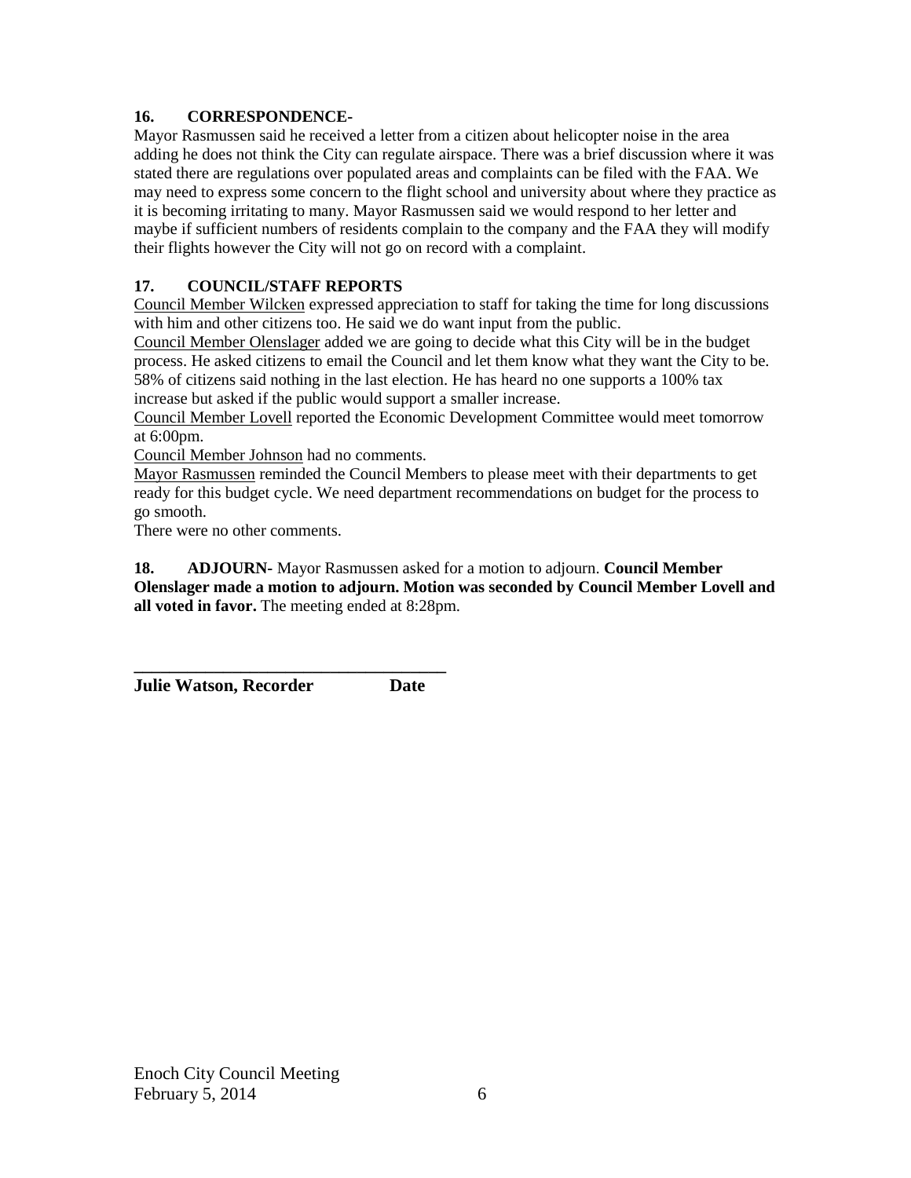**16. CORRESPONDENCE-**

Mayor Rasmussen said he received a letter from a citizen about helicopter noise in the area adding he does not think the City can regulate airspace. There was a brief discussion where it was stated there are regulations over populated areas and complaints can be filed with the FAA. We may need to express some concern to the flight school and university about where they practice as it is becoming irritating to many. Mayor Rasmussen said we would respond to her letter and maybe if sufficient numbers of residents complain to the company and the FAA they will modify their flights however the City will not go on record with a complaint.

**17. COUNCIL/STAFF REPORTS**

Council Member Wilcken expressed appreciation to staff for taking the time for long discussions with him and other citizens too. He said we do want input from the public.

Council Member Olenslager added we are going to decide what this City will be in the budget process. He asked citizens to email the Council and let them know what they want the City to be. 58% of citizens said nothing in the last election. He has heard no one supports a 100% tax increase but asked if the public would support a smaller increase.

Council Member Lovell reported the Economic Development Committee would meet tomorrow at 6:00pm.

Council Member Johnson had no comments.

Mayor Rasmussen reminded the Council Members to please meet with their departments to get ready for this budget cycle. We need department recommendations on budget for the process to go smooth.

There were no other comments.

**18. ADJOURN-** Mayor Rasmussen asked for a motion to adjourn. **Council Member Olenslager made a motion to adjourn. Motion was seconded by Council Member Lovell and all voted in favor.** The meeting ended at 8:28pm.

**\_\_\_\_\_\_\_\_\_\_\_\_\_\_\_\_\_\_\_\_\_\_\_\_\_\_\_\_\_\_\_\_\_\_\_\_**

**Julie Watson, Recorder Date**